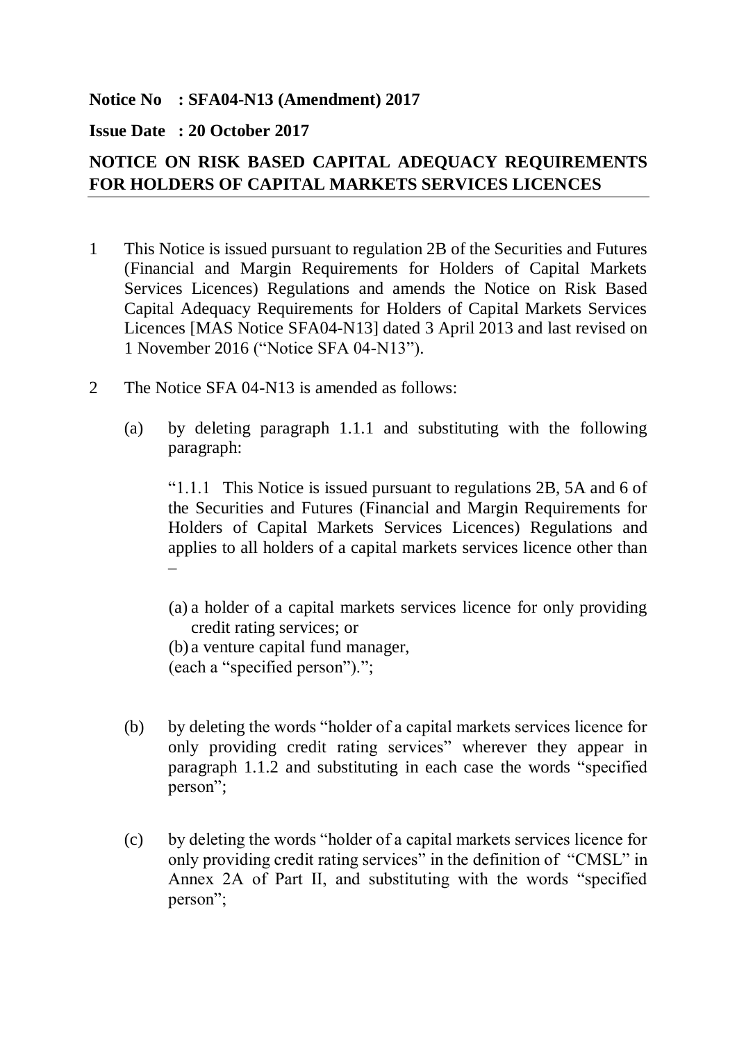**Notice No : SFA04-N13 (Amendment) 2017**

**Issue Date : 20 October 2017**

## NOTICE ON RISK BASED CAPITAL ADEQUACY REQUIREMENTS FOR HOLDERS OF CAPITAL MARKETS SERVICES LICENCES

1 This Notice is issued pursuant to regulation 2B of the Securities and Futures (Financial and Margin Requirements for Holders of Capital Markets Services Licences) Regulations and amends the Notice on Risk Based Capital Adequacy Requirements for Holders of Capital Markets Services Licences [MAS Notice SFA04-N13] dated 3 April 2013 and last revised on 1 November 2016 ("Notice SFA 04-N13").

2 The Notice SFA 04-N13 is amended as follows:

(a) by deleting paragraph 1.1.1 and substituting with the following paragraph:

"1.1.1 This Notice is issued pursuant to regulations 2B, 5A and 6 of the Securities and Futures (Financial and Margin Requirements for Holders of Capital Markets Services Licences) Regulations and applies to all holders of a capital markets services licence other than –

(a) a holder of a capital markets services licence for only providing credit rating services; or
(b) a venture capital fund manager,
(each a "specified person").";

(b) by deleting the words "holder of a capital markets services licence for only providing credit rating services" wherever they appear in paragraph 1.1.2 and substituting in each case the words "specified person";

(c) by deleting the words "holder of a capital markets services licence for only providing credit rating services" in the definition of "CMSL" in Annex 2A of Part II, and substituting with the words "specified person";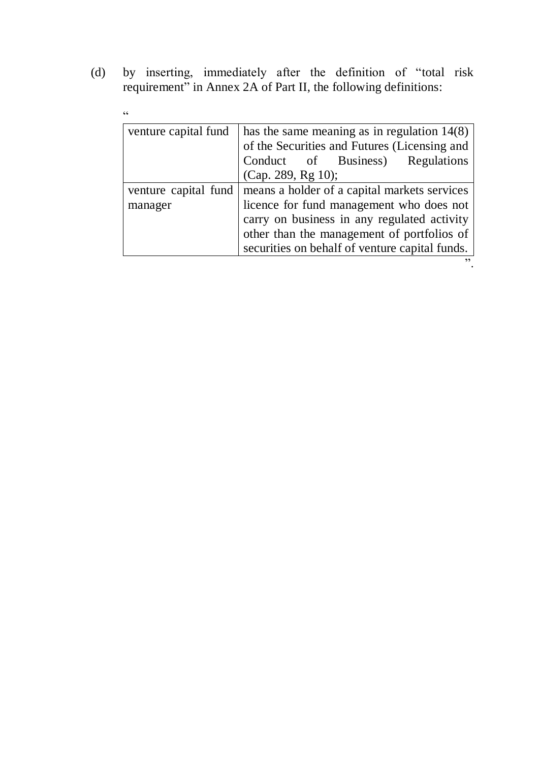(d) by inserting, immediately after the definition of "total risk requirement" in Annex 2A of Part II, the following definitions:

"

| | |
|---|---|
| venture capital fund | has the same meaning as in regulation 14(8) of the Securities and Futures (Licensing and Conduct of Business) Regulations (Cap. 289, Rg 10); |
| venture capital fund manager | means a holder of a capital markets services licence for fund management who does not carry on business in any regulated activity other than the management of portfolios of securities on behalf of venture capital funds. |

".